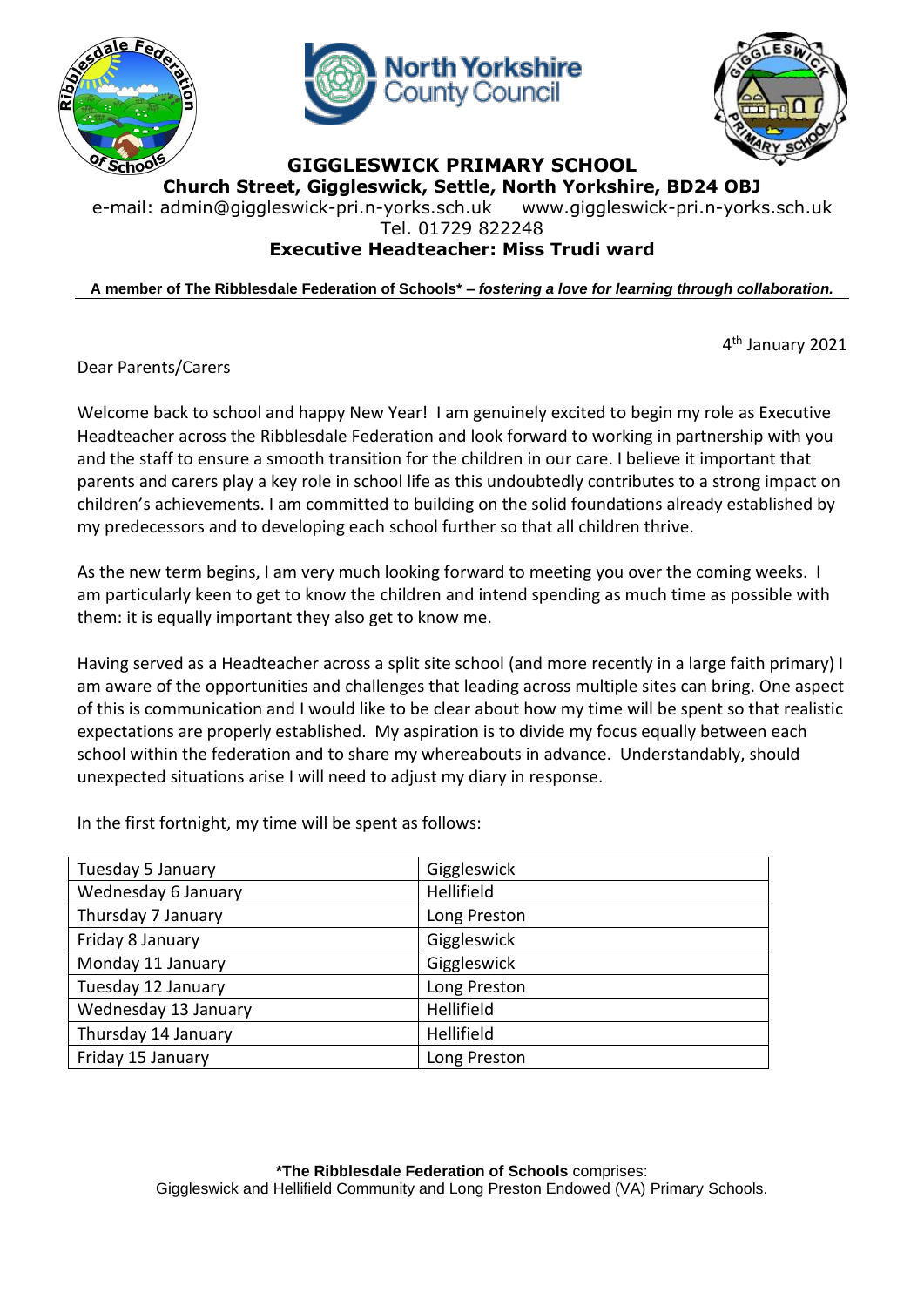# GIGGLESWICK PRIMARY SCHOOL

**Church Street, Giggleswick, Settle, North Yorkshire, BD24 OBJ**

e-mail: admin@giggleswick-pri.n-yorks.sch.uk www.giggleswick-pri.n-yorks.sch.uk

Tel. 01729 822248

**Executive Headteacher: Miss Trudi ward**

**A member of The Ribblesdale Federation of Schools\* –** ***fostering a love for learning through collaboration.***

4th January 2021

Dear Parents/Carers

Welcome back to school and happy New Year! I am genuinely excited to begin my role as Executive Headteacher across the Ribblesdale Federation and look forward to working in partnership with you and the staff to ensure a smooth transition for the children in our care. I believe it important that parents and carers play a key role in school life as this undoubtedly contributes to a strong impact on children's achievements. I am committed to building on the solid foundations already established by my predecessors and to developing each school further so that all children thrive.

As the new term begins, I am very much looking forward to meeting you over the coming weeks. I am particularly keen to get to know the children and intend spending as much time as possible with them: it is equally important they also get to know me.

Having served as a Headteacher across a split site school (and more recently in a large faith primary) I am aware of the opportunities and challenges that leading across multiple sites can bring. One aspect of this is communication and I would like to be clear about how my time will be spent so that realistic expectations are properly established. My aspiration is to divide my focus equally between each school within the federation and to share my whereabouts in advance. Understandably, should unexpected situations arise I will need to adjust my diary in response.

In the first fortnight, my time will be spent as follows:

| | |
|---|---|
| Tuesday 5 January | Giggleswick |
| Wednesday 6 January | Hellifield |
| Thursday 7 January | Long Preston |
| Friday 8 January | Giggleswick |
| Monday 11 January | Giggleswick |
| Tuesday 12 January | Long Preston |
| Wednesday 13 January | Hellifield |
| Thursday 14 January | Hellifield |
| Friday 15 January | Long Preston |

**\*The Ribblesdale Federation of Schools** comprises:
Giggleswick and Hellifield Community and Long Preston Endowed (VA) Primary Schools.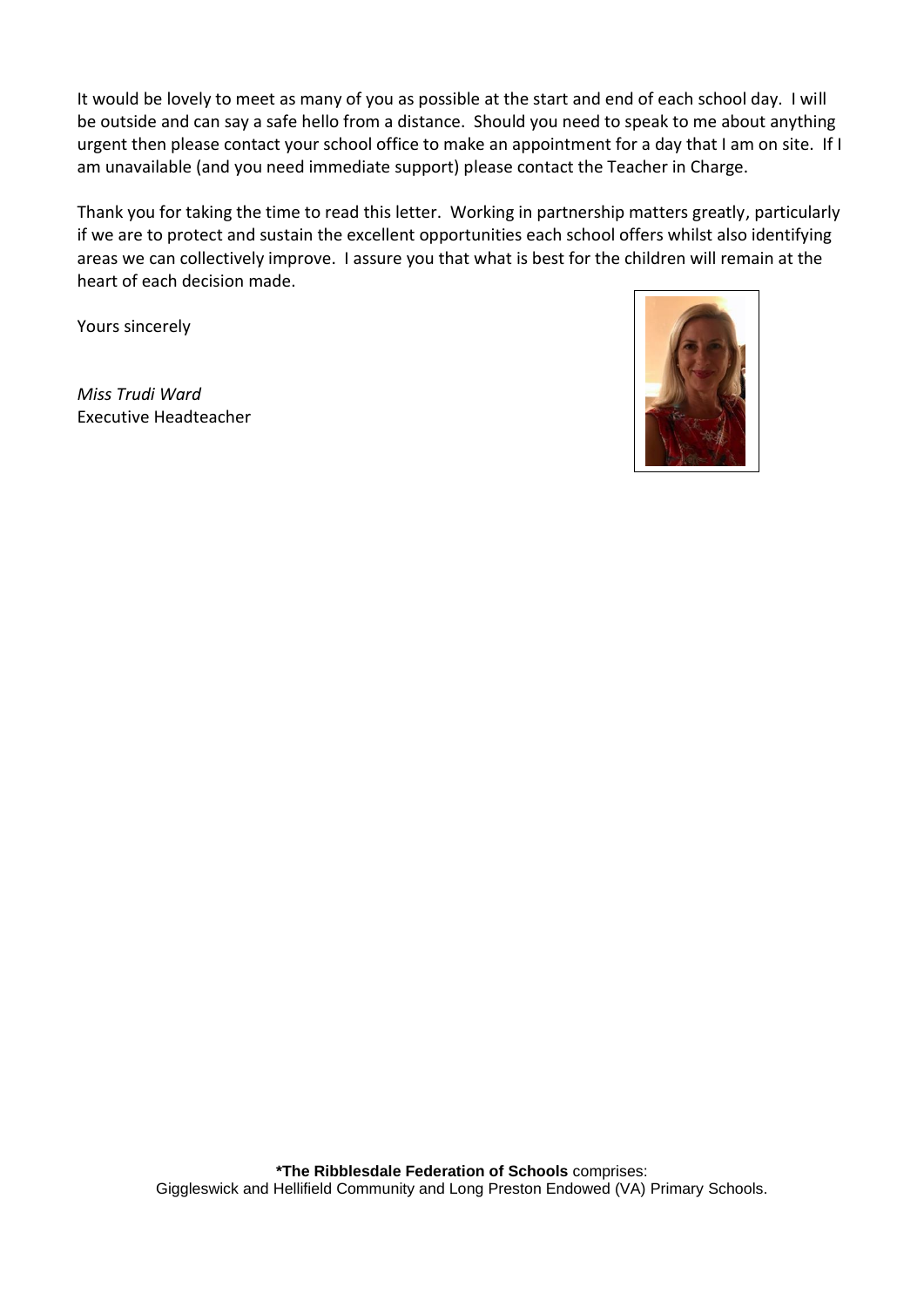It would be lovely to meet as many of you as possible at the start and end of each school day. I will be outside and can say a safe hello from a distance. Should you need to speak to me about anything urgent then please contact your school office to make an appointment for a day that I am on site. If I am unavailable (and you need immediate support) please contact the Teacher in Charge.

Thank you for taking the time to read this letter. Working in partnership matters greatly, particularly if we are to protect and sustain the excellent opportunities each school offers whilst also identifying areas we can collectively improve. I assure you that what is best for the children will remain at the heart of each decision made.

Yours sincerely

*Miss Trudi Ward*
Executive Headteacher

***The Ribblesdale Federation of Schools** comprises:
Giggleswick and Hellifield Community and Long Preston Endowed (VA) Primary Schools.